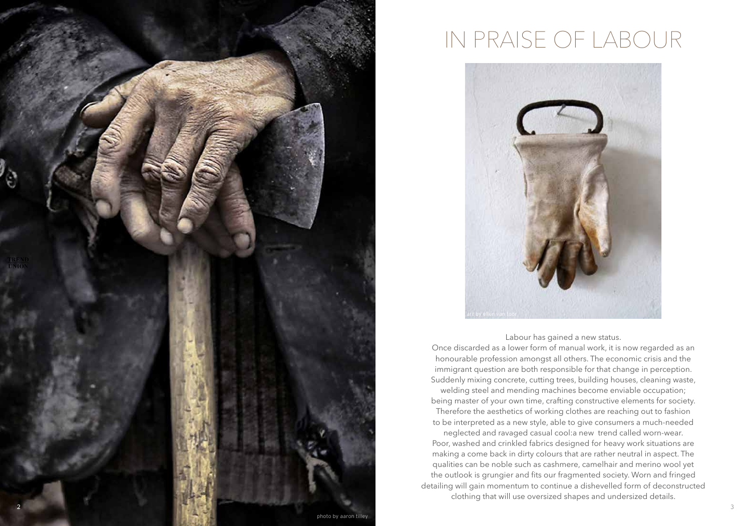# IN PRAISE OF LABOUR

photo by aaron tilley

art by ellen van loon

Labour has gained a new status.
Once discarded as a lower form of manual work, it is now regarded as an honourable profession amongst all others. The economic crisis and the immigrant question are both responsible for that change in perception. Suddenly mixing concrete, cutting trees, building houses, cleaning waste, welding steel and mending machines become enviable occupation; being master of your own time, crafting constructive elements for society. Therefore the aesthetics of working clothes are reaching out to fashion to be interpreted as a new style, able to give consumers a much-needed neglected and ravaged casual cool:a new trend called worn-wear. Poor, washed and crinkled fabrics designed for heavy work situations are making a come back in dirty colours that are rather neutral in aspect. The qualities can be noble such as cashmere, camelhair and merino wool yet the outlook is grungier and fits our fragmented society. Worn and fringed detailing will gain momentum to continue a dishevelled form of deconstructed clothing that will use oversized shapes and undersized details.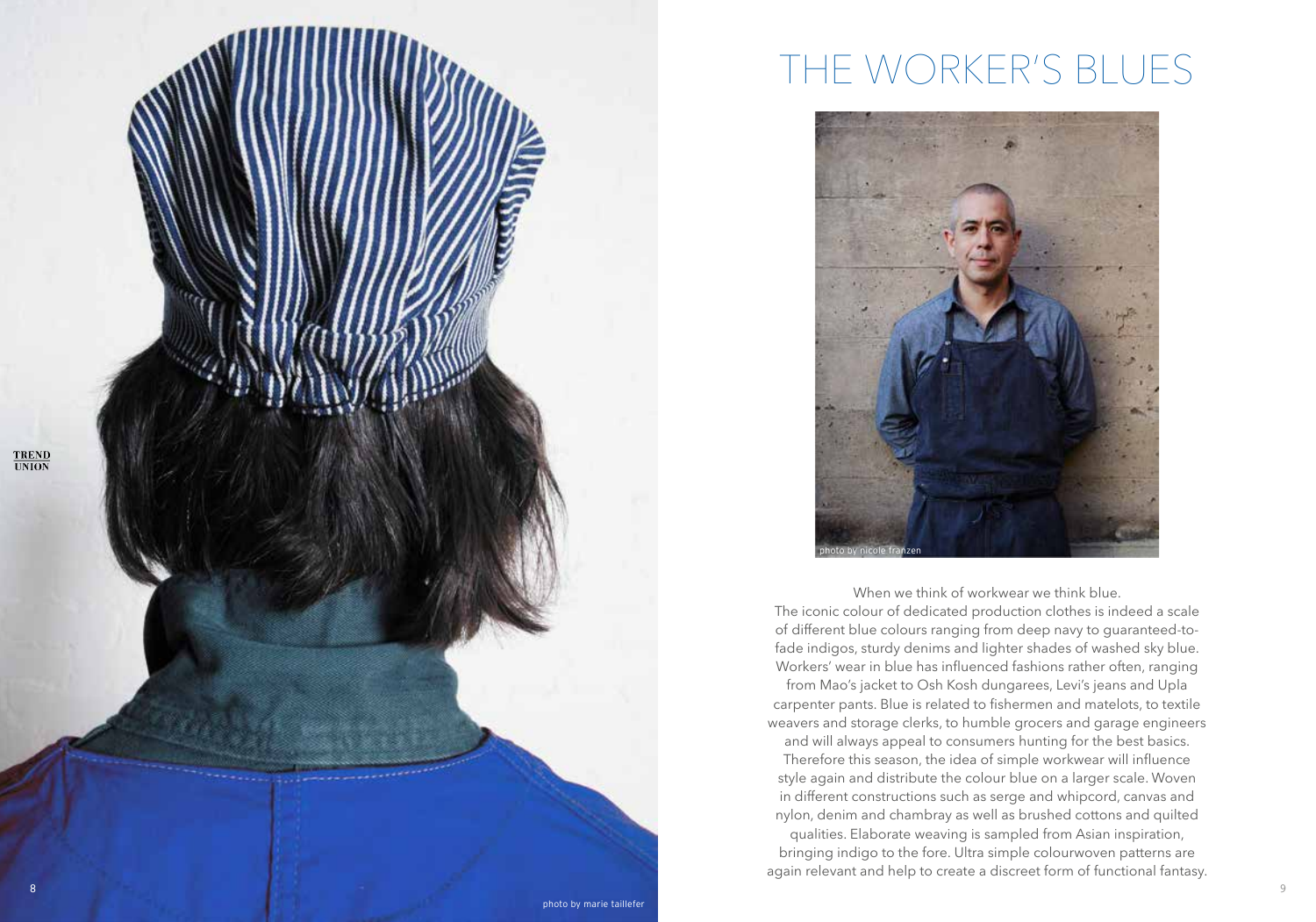# THE WORKER'S BLUES

photo by nicole franzen

When we think of workwear we think blue.
The iconic colour of dedicated production clothes is indeed a scale of different blue colours ranging from deep navy to guaranteed-to-fade indigos, sturdy denims and lighter shades of washed sky blue. Workers' wear in blue has influenced fashions rather often, ranging from Mao's jacket to Osh Kosh dungarees, Levi's jeans and Upla carpenter pants. Blue is related to fishermen and matelots, to textile weavers and storage clerks, to humble grocers and garage engineers and will always appeal to consumers hunting for the best basics. Therefore this season, the idea of simple workwear will influence style again and distribute the colour blue on a larger scale. Woven in different constructions such as serge and whipcord, canvas and nylon, denim and chambray as well as brushed cottons and quilted qualities. Elaborate weaving is sampled from Asian inspiration, bringing indigo to the fore. Ultra simple colourwoven patterns are again relevant and help to create a discreet form of functional fantasy.

photo by marie taillefer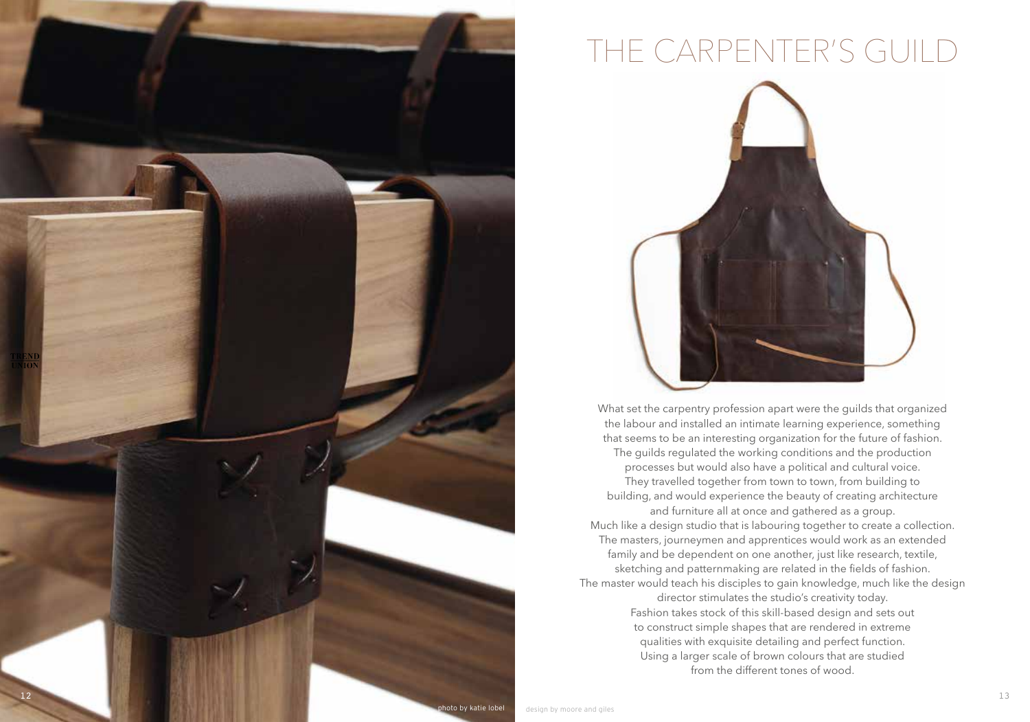# THE CARPENTER'S GUILD

What set the carpentry profession apart were the guilds that organized the labour and installed an intimate learning experience, something that seems to be an interesting organization for the future of fashion. The guilds regulated the working conditions and the production processes but would also have a political and cultural voice. They travelled together from town to town, from building to building, and would experience the beauty of creating architecture and furniture all at once and gathered as a group. Much like a design studio that is labouring together to create a collection. The masters, journeymen and apprentices would work as an extended family and be dependent on one another, just like research, textile, sketching and patternmaking are related in the fields of fashion. The master would teach his disciples to gain knowledge, much like the design director stimulates the studio's creativity today. Fashion takes stock of this skill-based design and sets out to construct simple shapes that are rendered in extreme qualities with exquisite detailing and perfect function. Using a larger scale of brown colours that are studied from the different tones of wood.

photo by katie lobel

design by moore and giles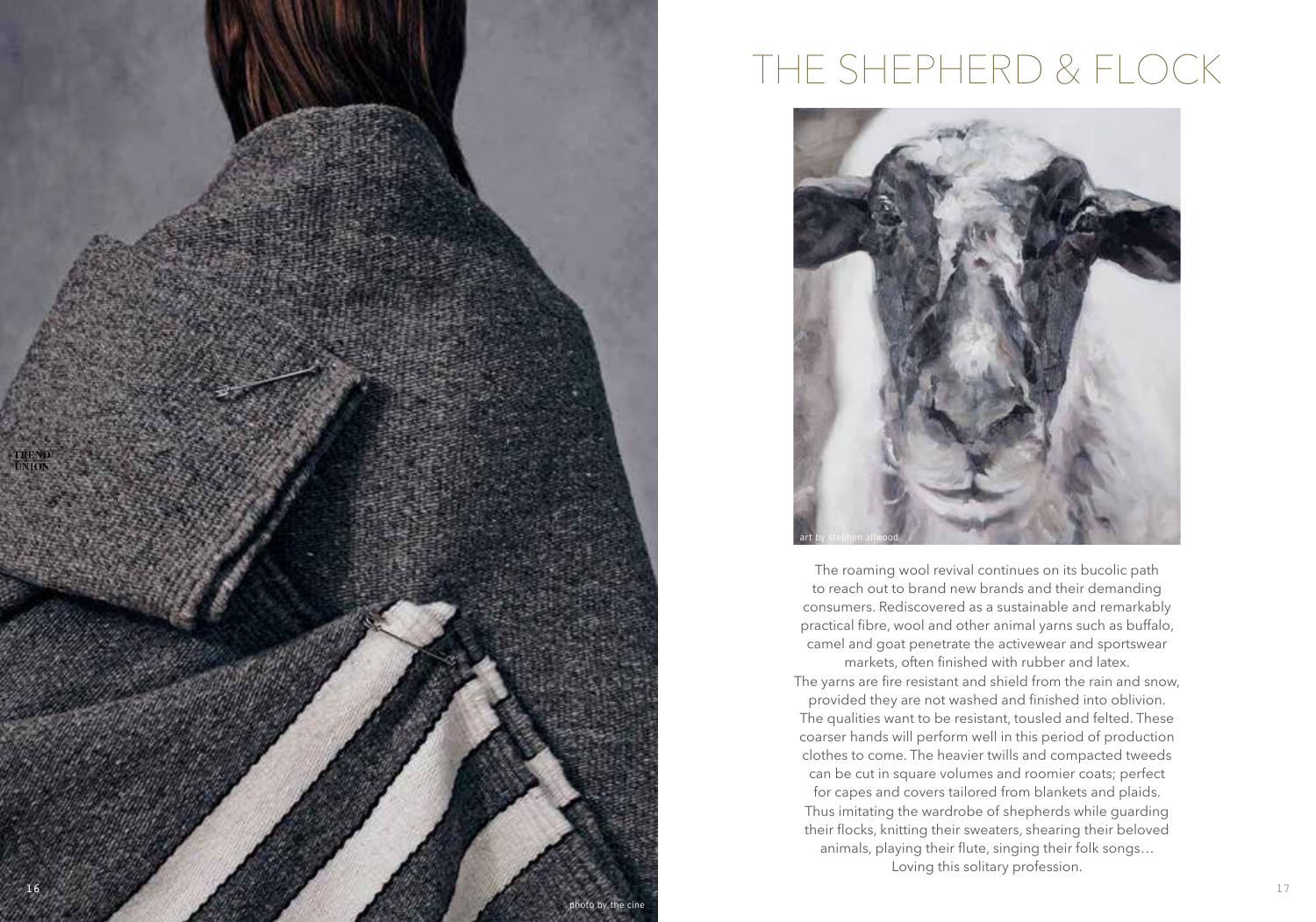# THE SHEPHERD & FLOCK

art by stephen allwood

The roaming wool revival continues on its bucolic path to reach out to brand new brands and their demanding consumers. Rediscovered as a sustainable and remarkably practical fibre, wool and other animal yarns such as buffalo, camel and goat penetrate the activewear and sportswear markets, often finished with rubber and latex.
The yarns are fire resistant and shield from the rain and snow, provided they are not washed and finished into oblivion. The qualities want to be resistant, tousled and felted. These coarser hands will perform well in this period of production clothes to come. The heavier twills and compacted tweeds can be cut in square volumes and roomier coats; perfect for capes and covers tailored from blankets and plaids. Thus imitating the wardrobe of shepherds while guarding their flocks, knitting their sweaters, shearing their beloved animals, playing their flute, singing their folk songs… Loving this solitary profession.

photo by the cine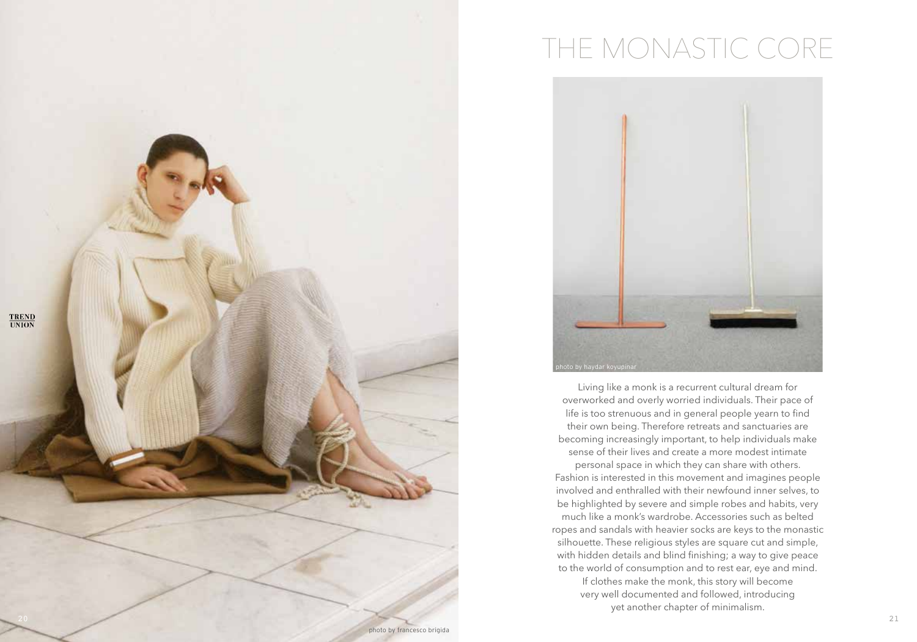# THE MONASTIC CORE

photo by haydar koyupinar

Living like a monk is a recurrent cultural dream for overworked and overly worried individuals. Their pace of life is too strenuous and in general people yearn to find their own being. Therefore retreats and sanctuaries are becoming increasingly important, to help individuals make sense of their lives and create a more modest intimate personal space in which they can share with others. Fashion is interested in this movement and imagines people involved and enthralled with their newfound inner selves, to be highlighted by severe and simple robes and habits, very much like a monk's wardrobe. Accessories such as belted ropes and sandals with heavier socks are keys to the monastic silhouette. These religious styles are square cut and simple, with hidden details and blind finishing; a way to give peace to the world of consumption and to rest ear, eye and mind. If clothes make the monk, this story will become very well documented and followed, introducing yet another chapter of minimalism.

photo by francesco brigida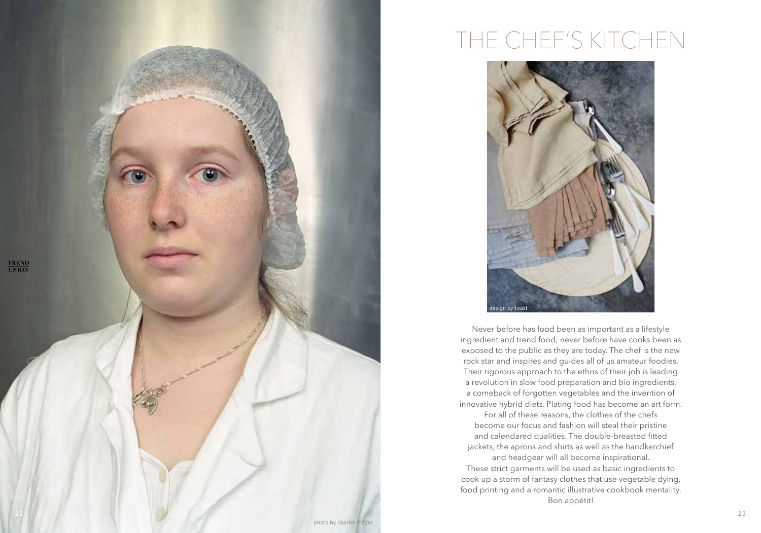# THE CHEF'S KITCHEN

design by toast

photo by charles fréger

Never before has food been as important as a lifestyle ingredient and trend food; never before have cooks been as exposed to the public as they are today. The chef is the new rock star and inspires and guides all of us amateur foodies. Their rigorous approach to the ethos of their job is leading a revolution in slow food preparation and bio ingredients, a comeback of forgotten vegetables and the invention of innovative hybrid diets. Plating food has become an art form. For all of these reasons, the clothes of the chefs become our focus and fashion will steal their pristine and calendared qualities. The double-breasted fitted jackets, the aprons and shirts as well as the handkerchief and headgear will all become inspirational. These strict garments will be used as basic ingredients to cook up a storm of fantasy clothes that use vegetable dying, food printing and a romantic illustrative cookbook mentality. Bon appétit!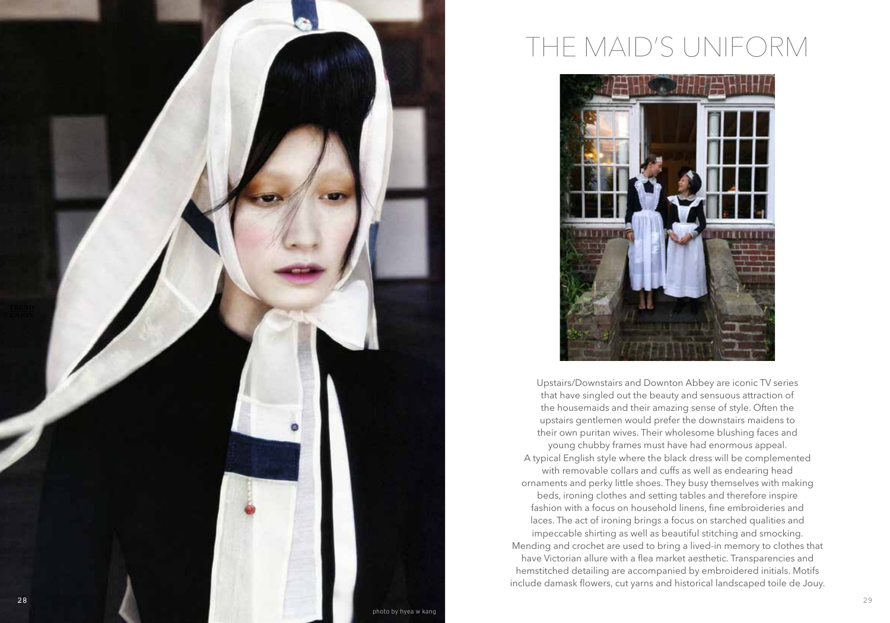# THE MAID'S UNIFORM

Upstairs/Downstairs and Downton Abbey are iconic TV series that have singled out the beauty and sensuous attraction of the housemaids and their amazing sense of style. Often the upstairs gentlemen would prefer the downstairs maidens to their own puritan wives. Their wholesome blushing faces and young chubby frames must have had enormous appeal. A typical English style where the black dress will be complemented with removable collars and cuffs as well as endearing head ornaments and perky little shoes. They busy themselves with making beds, ironing clothes and setting tables and therefore inspire fashion with a focus on household linens, fine embroideries and laces. The act of ironing brings a focus on starched qualities and impeccable shirting as well as beautiful stitching and smocking. Mending and crochet are used to bring a lived-in memory to clothes that have Victorian allure with a flea market aesthetic. Transparencies and hemstitched detailing are accompanied by embroidered initials. Motifs include damask flowers, cut yarns and historical landscaped toile de Jouy.

photo by hyea w kang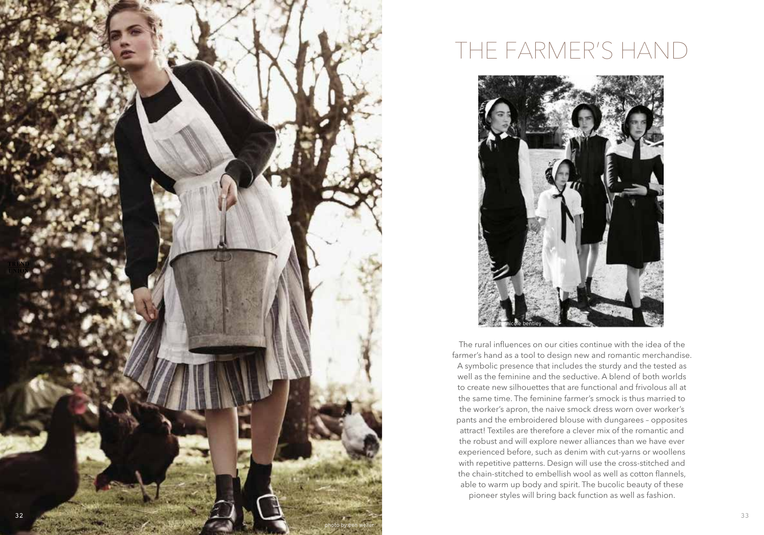# THE FARMER'S HAND

photo by nicole bentley

The rural influences on our cities continue with the idea of the farmer's hand as a tool to design new and romantic merchandise. A symbolic presence that includes the sturdy and the tested as well as the feminine and the seductive. A blend of both worlds to create new silhouettes that are functional and frivolous all at the same time. The feminine farmer's smock is thus married to the worker's apron, the naive smock dress worn over worker's pants and the embroidered blouse with dungarees – opposites attract! Textiles are therefore a clever mix of the romantic and the robust and will explore newer alliances than we have ever experienced before, such as denim with cut-yarns or woollens with repetitive patterns. Design will use the cross-stitched and the chain-stitched to embellish wool as well as cotton flannels, able to warm up body and spirit. The bucolic beauty of these pioneer styles will bring back function as well as fashion.

photo by ben weller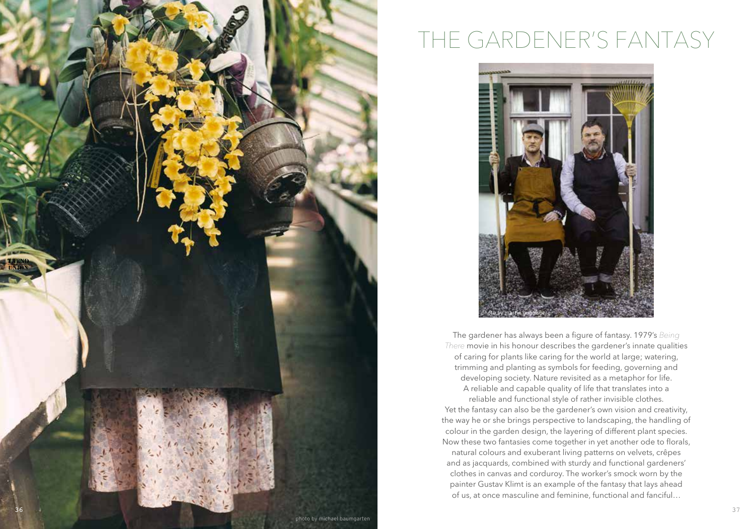# THE GARDENER'S FANTASY

photo by martin guggisberg

The gardener has always been a figure of fantasy. 1979's *Being There* movie in his honour describes the gardener's innate qualities of caring for plants like caring for the world at large; watering, trimming and planting as symbols for feeding, governing and developing society. Nature revisited as a metaphor for life. A reliable and capable quality of life that translates into a reliable and functional style of rather invisible clothes.
Yet the fantasy can also be the gardener's own vision and creativity, the way he or she brings perspective to landscaping, the handling of colour in the garden design, the layering of different plant species. Now these two fantasies come together in yet another ode to florals, natural colours and exuberant living patterns on velvets, crêpes and as jacquards, combined with sturdy and functional gardeners' clothes in canvas and corduroy. The worker's smock worn by the painter Gustav Klimt is an example of the fantasy that lays ahead of us, at once masculine and feminine, functional and fanciful…

photo by michael baumgarten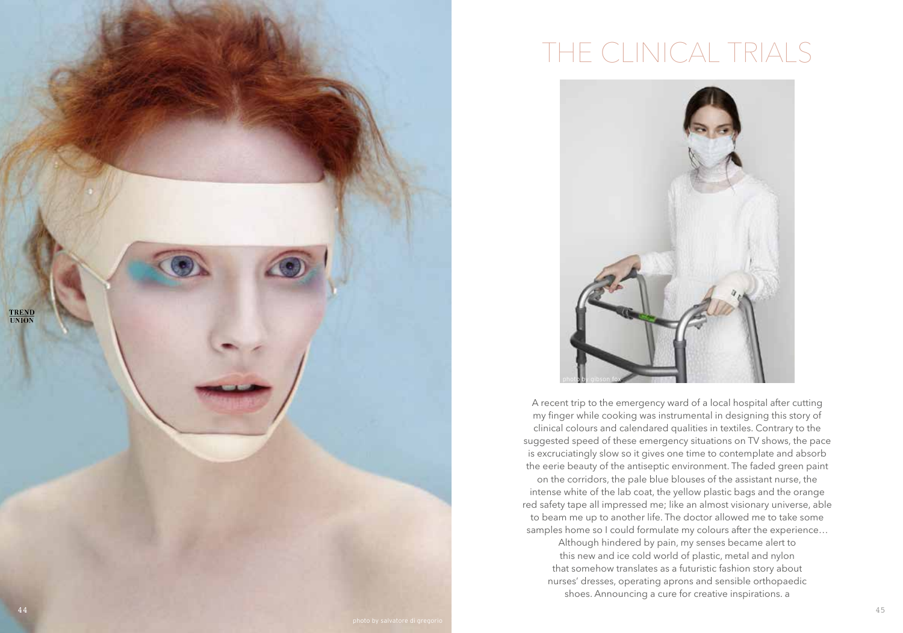# THE CLINICAL TRIALS

photo by gibson fox

A recent trip to the emergency ward of a local hospital after cutting my finger while cooking was instrumental in designing this story of clinical colours and calendared qualities in textiles. Contrary to the suggested speed of these emergency situations on TV shows, the pace is excruciatingly slow so it gives one time to contemplate and absorb the eerie beauty of the antiseptic environment. The faded green paint on the corridors, the pale blue blouses of the assistant nurse, the intense white of the lab coat, the yellow plastic bags and the orange red safety tape all impressed me; like an almost visionary universe, able to beam me up to another life. The doctor allowed me to take some samples home so I could formulate my colours after the experience… Although hindered by pain, my senses became alert to this new and ice cold world of plastic, metal and nylon that somehow translates as a futuristic fashion story about nurses' dresses, operating aprons and sensible orthopaedic shoes. Announcing a cure for creative inspirations. a

photo by salvatore di gregorio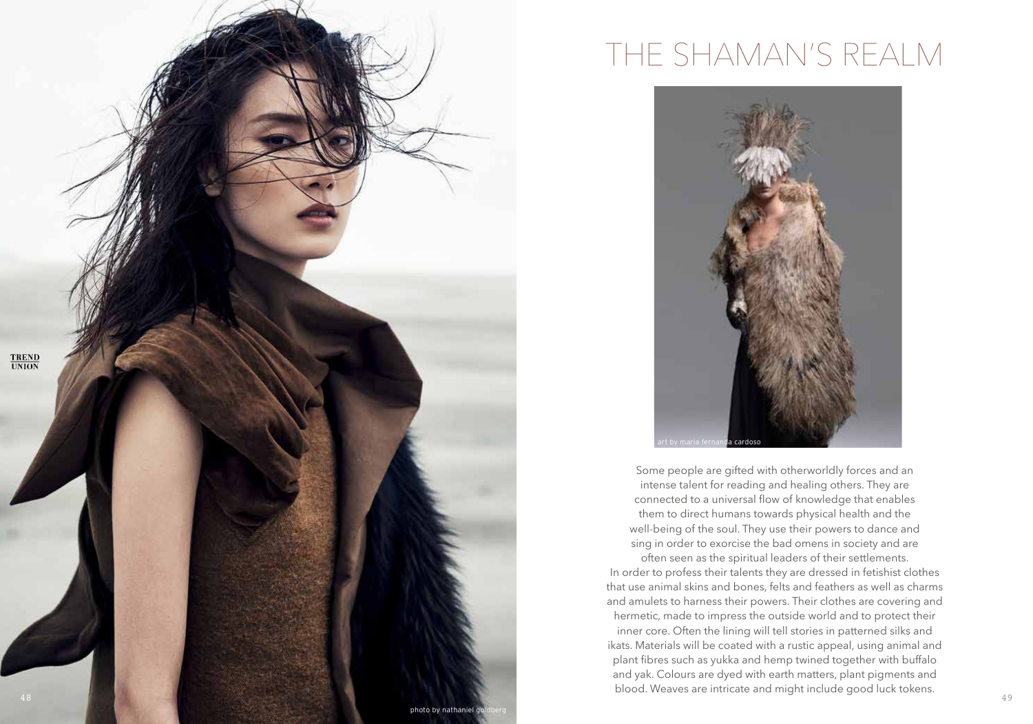# THE SHAMAN'S REALM

art by maria fernanda cardoso

Some people are gifted with otherworldly forces and an intense talent for reading and healing others. They are connected to a universal flow of knowledge that enables them to direct humans towards physical health and the well-being of the soul. They use their powers to dance and sing in order to exorcise the bad omens in society and are often seen as the spiritual leaders of their settlements. In order to profess their talents they are dressed in fetishist clothes that use animal skins and bones, felts and feathers as well as charms and amulets to harness their powers. Their clothes are covering and hermetic, made to impress the outside world and to protect their inner core. Often the lining will tell stories in patterned silks and ikats. Materials will be coated with a rustic appeal, using animal and plant fibres such as yukka and hemp twined together with buffalo and yak. Colours are dyed with earth matters, plant pigments and blood. Weaves are intricate and might include good luck tokens.

photo by nathaniel goldberg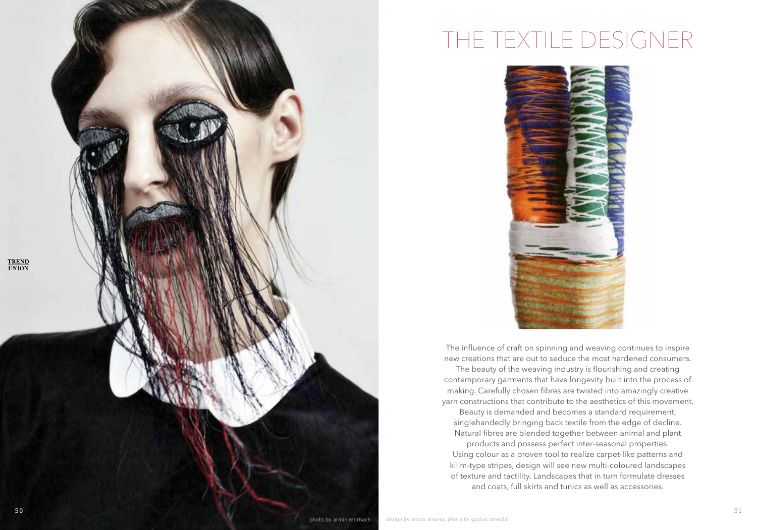# THE TEXTILE DESIGNER

The influence of craft on spinning and weaving continues to inspire new creations that are out to seduce the most hardened consumers. The beauty of the weaving industry is flourishing and creating contemporary garments that have longevity built into the process of making. Carefully chosen fibres are twisted into amazingly creative yarn constructions that contribute to the aesthetics of this movement. Beauty is demanded and becomes a standard requirement, singlehandedly bringing back textile from the edge of decline. Natural fibres are blended together between animal and plant products and possess perfect inter-seasonal properties. Using colour as a proven tool to realize carpet-like patterns and kilim-type stripes, design will see new multi-coloured landscapes of texture and tactility. Landscapes that in turn formulate dresses and coats, full skirts and tunics as well as accessories.

photo by armin morbach

design by anton alvarez, photo by gustav amestal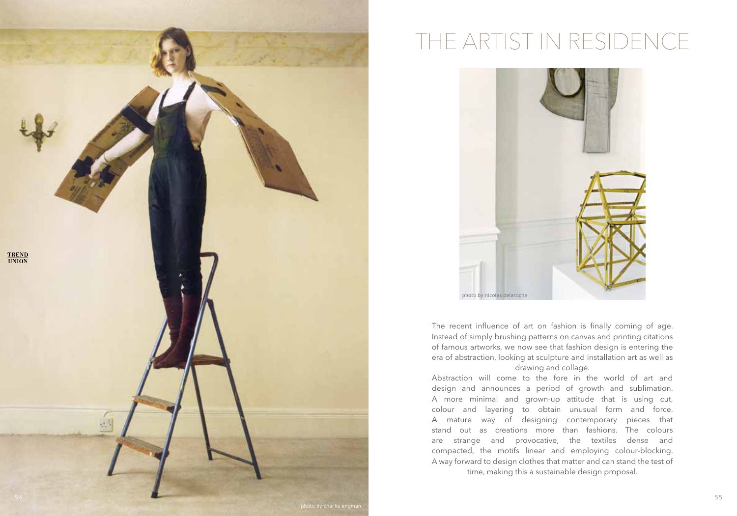# THE ARTIST IN RESIDENCE

photo by nicolas delaroche

The recent influence of art on fashion is finally coming of age. Instead of simply brushing patterns on canvas and printing citations of famous artworks, we now see that fashion design is entering the era of abstraction, looking at sculpture and installation art as well as drawing and collage.

Abstraction will come to the fore in the world of art and design and announces a period of growth and sublimation. A more minimal and grown-up attitude that is using cut, colour and layering to obtain unusual form and force. A mature way of designing contemporary pieces that stand out as creations more than fashions. The colours are strange and provocative, the textiles dense and compacted, the motifs linear and employing colour-blocking. A way forward to design clothes that matter and can stand the test of time, making this a sustainable design proposal.

photo by charlie engman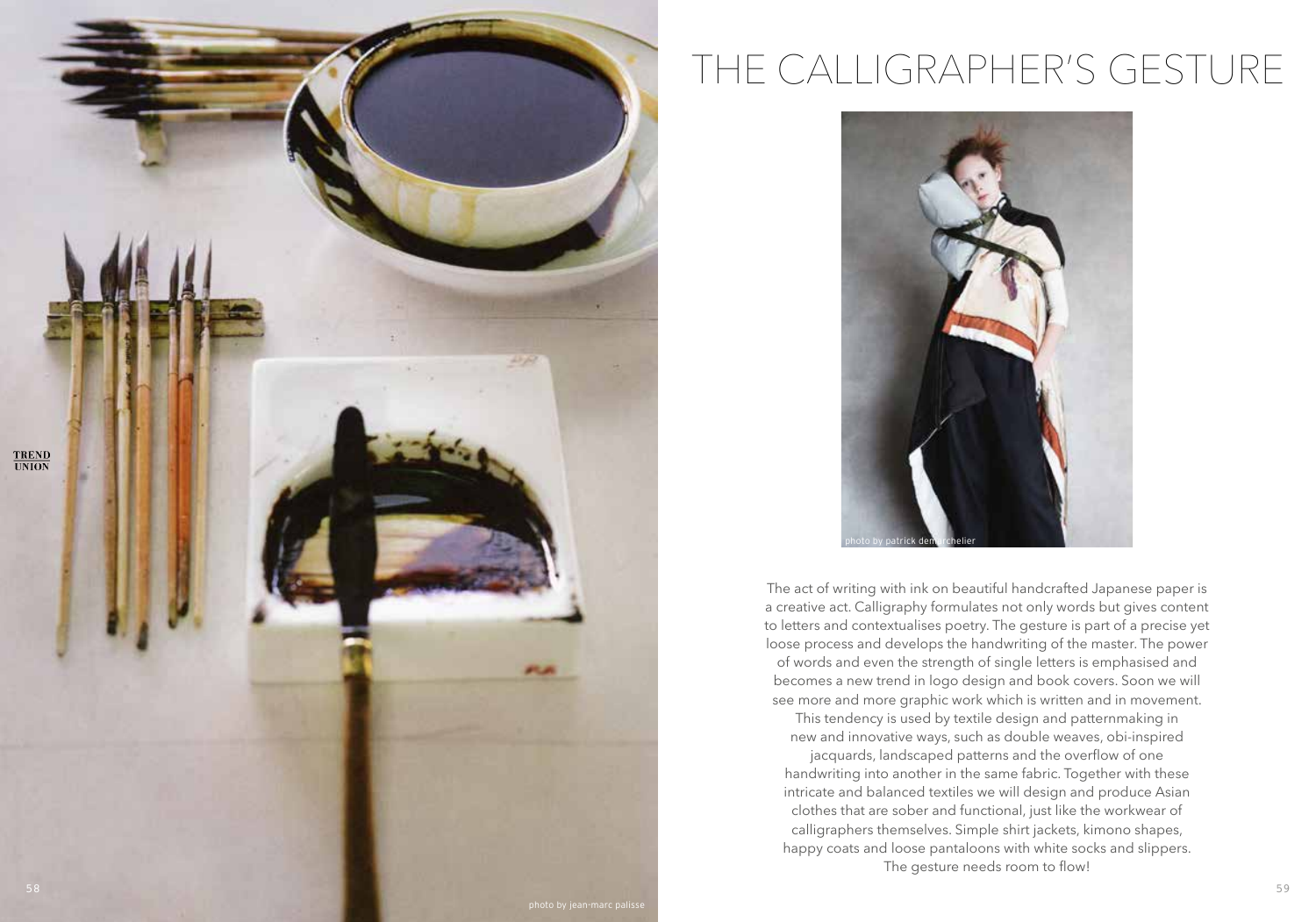# THE CALLIGRAPHER'S GESTURE

photo by patrick demarchelier

The act of writing with ink on beautiful handcrafted Japanese paper is a creative act. Calligraphy formulates not only words but gives content to letters and contextualises poetry. The gesture is part of a precise yet loose process and develops the handwriting of the master. The power of words and even the strength of single letters is emphasised and becomes a new trend in logo design and book covers. Soon we will see more and more graphic work which is written and in movement. This tendency is used by textile design and patternmaking in new and innovative ways, such as double weaves, obi-inspired jacquards, landscaped patterns and the overflow of one handwriting into another in the same fabric. Together with these intricate and balanced textiles we will design and produce Asian clothes that are sober and functional, just like the workwear of calligraphers themselves. Simple shirt jackets, kimono shapes, happy coats and loose pantaloons with white socks and slippers. The gesture needs room to flow!

photo by jean-marc palisse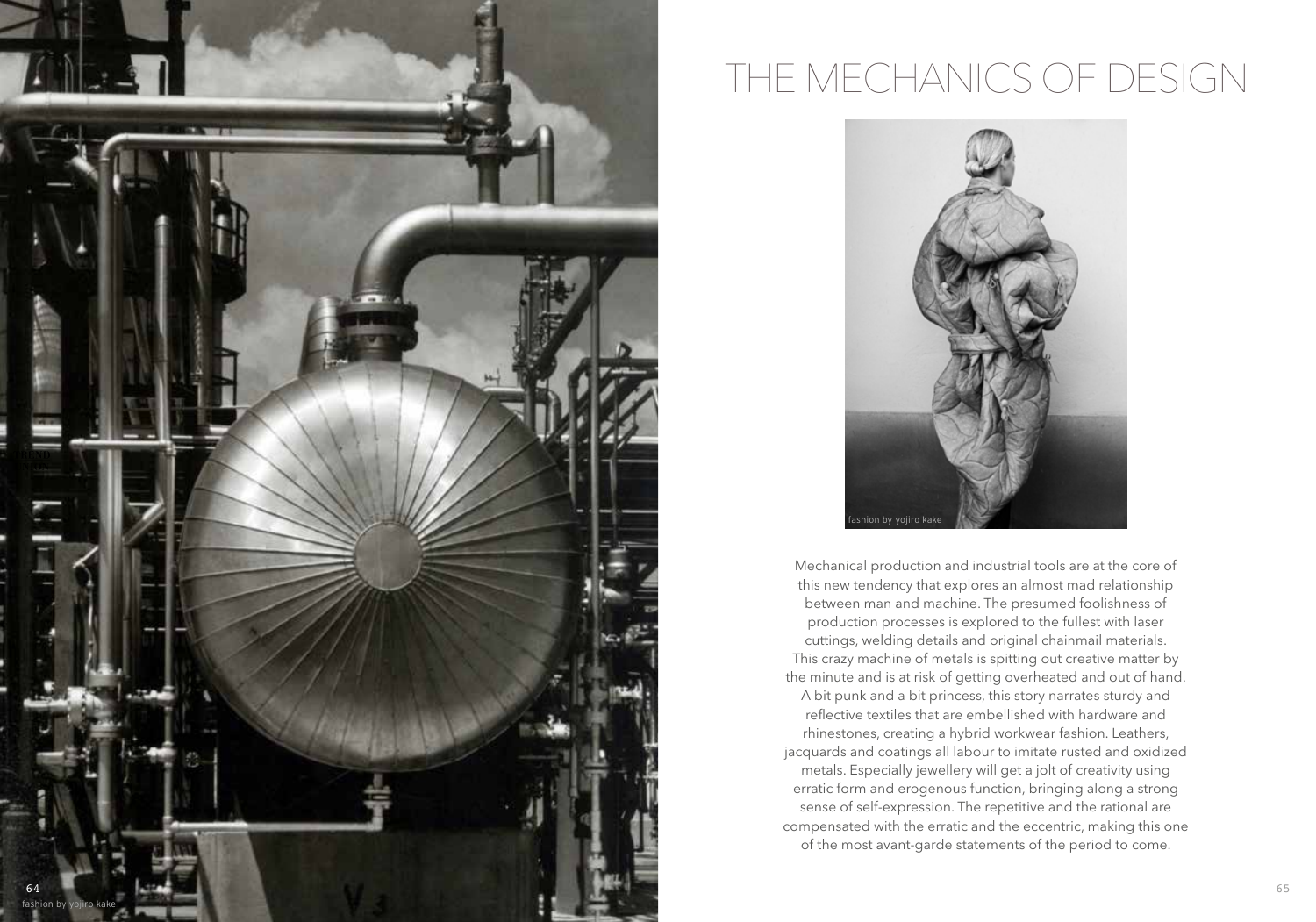fashion by yojiro kake

# THE MECHANICS OF DESIGN

fashion by yojiro kake

Mechanical production and industrial tools are at the core of this new tendency that explores an almost mad relationship between man and machine. The presumed foolishness of production processes is explored to the fullest with laser cuttings, welding details and original chainmail materials. This crazy machine of metals is spitting out creative matter by the minute and is at risk of getting overheated and out of hand. A bit punk and a bit princess, this story narrates sturdy and reflective textiles that are embellished with hardware and rhinestones, creating a hybrid workwear fashion. Leathers, jacquards and coatings all labour to imitate rusted and oxidized metals. Especially jewellery will get a jolt of creativity using erratic form and erogenous function, bringing along a strong sense of self-expression. The repetitive and the rational are compensated with the erratic and the eccentric, making this one of the most avant-garde statements of the period to come.